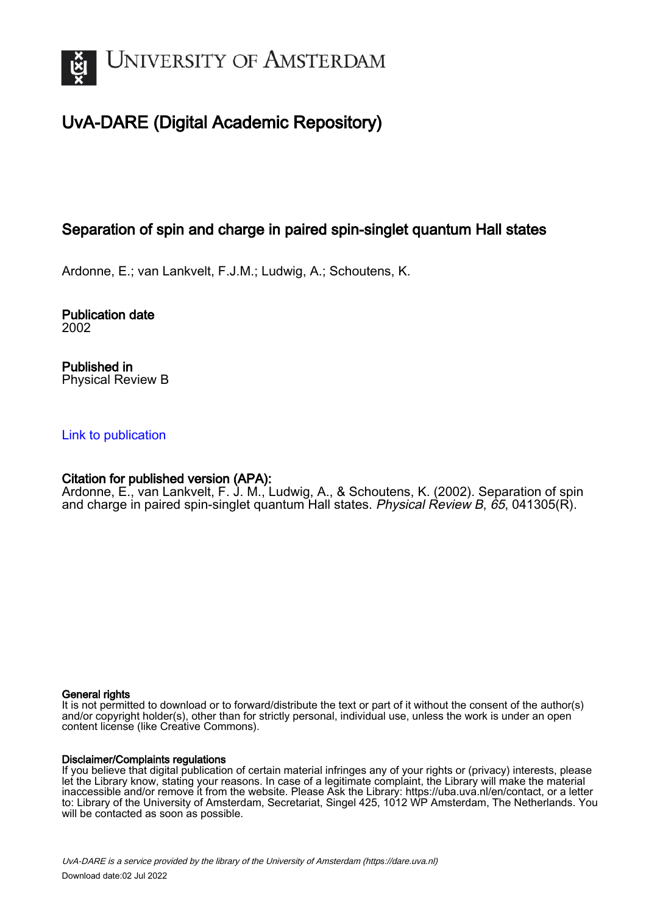# UvA-DARE (Digital Academic Repository)

## Separation of spin and charge in paired spin-singlet quantum Hall states

Ardonne, E.; van Lankvelt, F.J.M.; Ludwig, A.; Schoutens, K.

**Publication date**
2002

**Published in**
Physical Review B

Link to publication

**Citation for published version (APA):**
Ardonne, E., van Lankvelt, F. J. M., Ludwig, A., & Schoutens, K. (2002). Separation of spin and charge in paired spin-singlet quantum Hall states. *Physical Review B*, *65*, 041305(R).

**General rights**
It is not permitted to download or to forward/distribute the text or part of it without the consent of the author(s) and/or copyright holder(s), other than for strictly personal, individual use, unless the work is under an open content license (like Creative Commons).

**Disclaimer/Complaints regulations**
If you believe that digital publication of certain material infringes any of your rights or (privacy) interests, please let the Library know, stating your reasons. In case of a legitimate complaint, the Library will make the material inaccessible and/or remove it from the website. Please Ask the Library: https://uba.uva.nl/en/contact, or a letter to: Library of the University of Amsterdam, Secretariat, Singel 425, 1012 WP Amsterdam, The Netherlands. You will be contacted as soon as possible.

UvA-DARE is a service provided by the library of the University of Amsterdam (https://dare.uva.nl)
Download date:02 Jul 2022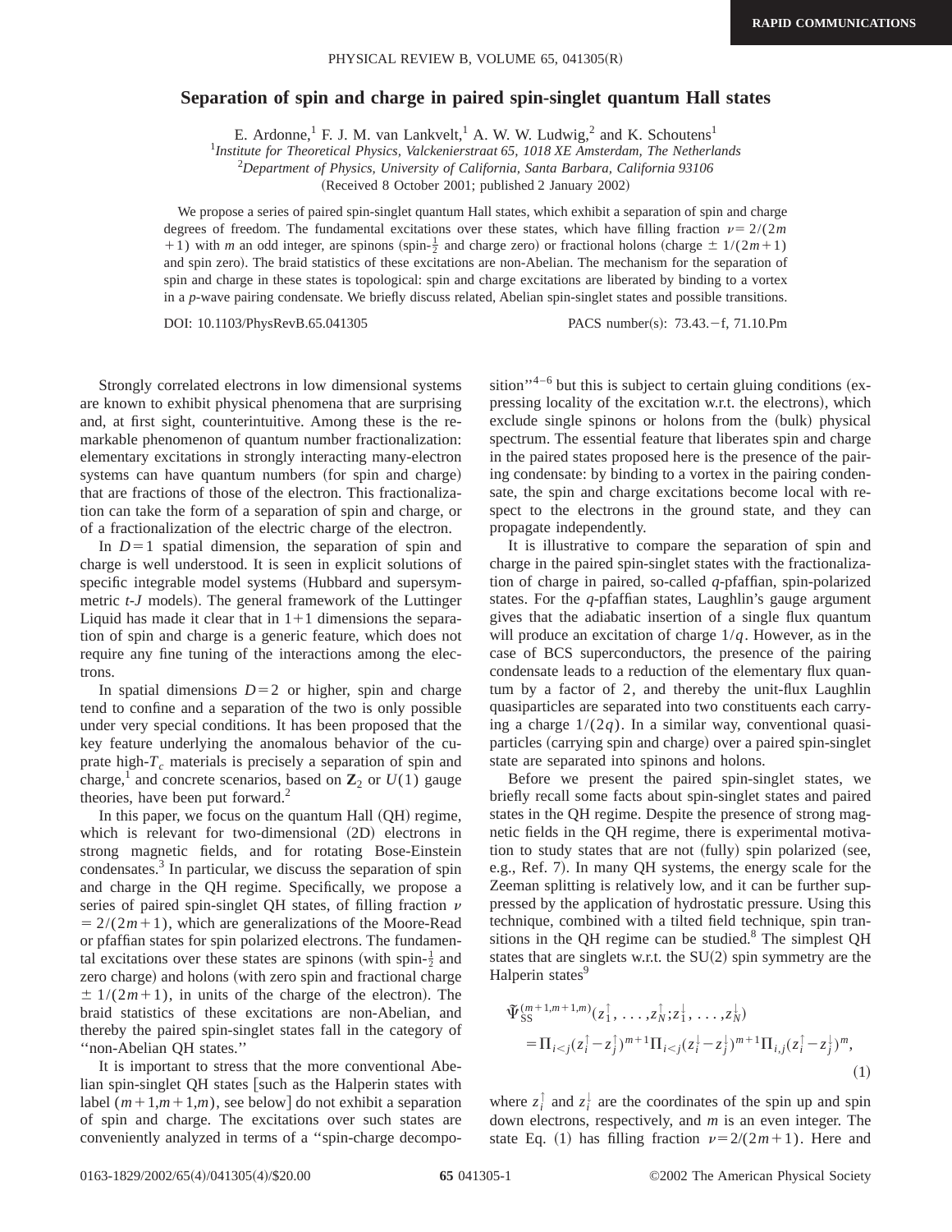# Separation of spin and charge in paired spin-singlet quantum Hall states

E. Ardonne,[1] F. J. M. van Lankvelt,[1] A. W. W. Ludwig,[2] and K. Schoutens[1]

[1]*Institute for Theoretical Physics, Valckenierstraat 65, 1018 XE Amsterdam, The Netherlands*

[2]*Department of Physics, University of California, Santa Barbara, California 93106*

(Received 8 October 2001; published 2 January 2002)

We propose a series of paired spin-singlet quantum Hall states, which exhibit a separation of spin and charge degrees of freedom. The fundamental excitations over these states, which have filling fraction $\nu = 2/(2m+1)$ with $m$ an odd integer, are spinons (spin-$\frac{1}{2}$ and charge zero) or fractional holons (charge $\pm 1/(2m+1)$ and spin zero). The braid statistics of these excitations are non-Abelian. The mechanism for the separation of spin and charge in these states is topological: spin and charge excitations are liberated by binding to a vortex in a $p$-wave pairing condensate. We briefly discuss related, Abelian spin-singlet states and possible transitions.

DOI: 10.1103/PhysRevB.65.041305 PACS number(s): 73.43.−f, 71.10.Pm

Strongly correlated electrons in low dimensional systems are known to exhibit physical phenomena that are surprising and, at first sight, counterintuitive. Among these is the remarkable phenomenon of quantum number fractionalization: elementary excitations in strongly interacting many-electron systems can have quantum numbers (for spin and charge) that are fractions of those of the electron. This fractionalization can take the form of a separation of spin and charge, or of a fractionalization of the electric charge of the electron.

In $D=1$ spatial dimension, the separation of spin and charge is well understood. It is seen in explicit solutions of specific integrable model systems (Hubbard and supersymmetric $t$-$J$ models). The general framework of the Luttinger Liquid has made it clear that in $1+1$ dimensions the separation of spin and charge is a generic feature, which does not require any fine tuning of the interactions among the electrons.

In spatial dimensions $D=2$ or higher, spin and charge tend to confine and a separation of the two is only possible under very special conditions. It has been proposed that the key feature underlying the anomalous behavior of the cuprate high-$T_c$ materials is precisely a separation of spin and charge,[1] and concrete scenarios, based on $\mathbf{Z}_2$ or $U(1)$ gauge theories, have been put forward.[2]

In this paper, we focus on the quantum Hall (QH) regime, which is relevant for two-dimensional (2D) electrons in strong magnetic fields, and for rotating Bose-Einstein condensates.[3] In particular, we discuss the separation of spin and charge in the QH regime. Specifically, we propose a series of paired spin-singlet QH states, of filling fraction $\nu = 2/(2m+1)$, which are generalizations of the Moore-Read or pfaffian states for spin polarized electrons. The fundamental excitations over these states are spinons (with spin-$\frac{1}{2}$ and zero charge) and holons (with zero spin and fractional charge $\pm 1/(2m+1)$, in units of the charge of the electron). The braid statistics of these excitations are non-Abelian, and thereby the paired spin-singlet states fall in the category of "non-Abelian QH states."

It is important to stress that the more conventional Abelian spin-singlet QH states [such as the Halperin states with label $(m+1,m+1,m)$, see below] do not exhibit a separation of spin and charge. The excitations over such states are conveniently analyzed in terms of a "spin-charge decomposition"[4–6] but this is subject to certain gluing conditions (expressing locality of the excitation w.r.t. the electrons), which exclude single spinons or holons from the (bulk) physical spectrum. The essential feature that liberates spin and charge in the paired states proposed here is the presence of the pairing condensate: by binding to a vortex in the pairing condensate, the spin and charge excitations become local with respect to the electrons in the ground state, and they can propagate independently.

It is illustrative to compare the separation of spin and charge in the paired spin-singlet states with the fractionalization of charge in paired, so-called $q$-pfaffian, spin-polarized states. For the $q$-pfaffian states, Laughlin's gauge argument gives that the adiabatic insertion of a single flux quantum will produce an excitation of charge $1/q$. However, as in the case of BCS superconductors, the presence of the pairing condensate leads to a reduction of the elementary flux quantum by a factor of 2, and thereby the unit-flux Laughlin quasiparticles are separated into two constituents each carrying a charge $1/(2q)$. In a similar way, conventional quasiparticles (carrying spin and charge) over a paired spin-singlet state are separated into spinons and holons.

Before we present the paired spin-singlet states, we briefly recall some facts about spin-singlet states and paired states in the QH regime. Despite the presence of strong magnetic fields in the QH regime, there is experimental motivation to study states that are not (fully) spin polarized (see, e.g., Ref. 7). In many QH systems, the energy scale for the Zeeman splitting is relatively low, and it can be further suppressed by the application of hydrostatic pressure. Using this technique, combined with a tilted field technique, spin transitions in the QH regime can be studied.[8] The simplest QH states that are singlets w.r.t. the SU(2) spin symmetry are the Halperin states[9]

$$
\begin{aligned}
&\tilde{\Psi}_{\mathrm{SS}}^{(m+1,m+1,m)}(z_1^{\uparrow},\ldots,z_N^{\uparrow};z_1^{\downarrow},\ldots,z_N^{\downarrow})\\
&\quad=\Pi_{i<j}(z_i^{\uparrow}-z_j^{\uparrow})^{m+1}\Pi_{i<j}(z_i^{\downarrow}-z_j^{\downarrow})^{m+1}\Pi_{i,j}(z_i^{\uparrow}-z_j^{\downarrow})^{m},
\end{aligned}
\tag{1}
$$

where $z_i^{\uparrow}$ and $z_i^{\downarrow}$ are the coordinates of the spin up and spin down electrons, respectively, and $m$ is an even integer. The state Eq. (1) has filling fraction $\nu = 2/(2m+1)$. Here and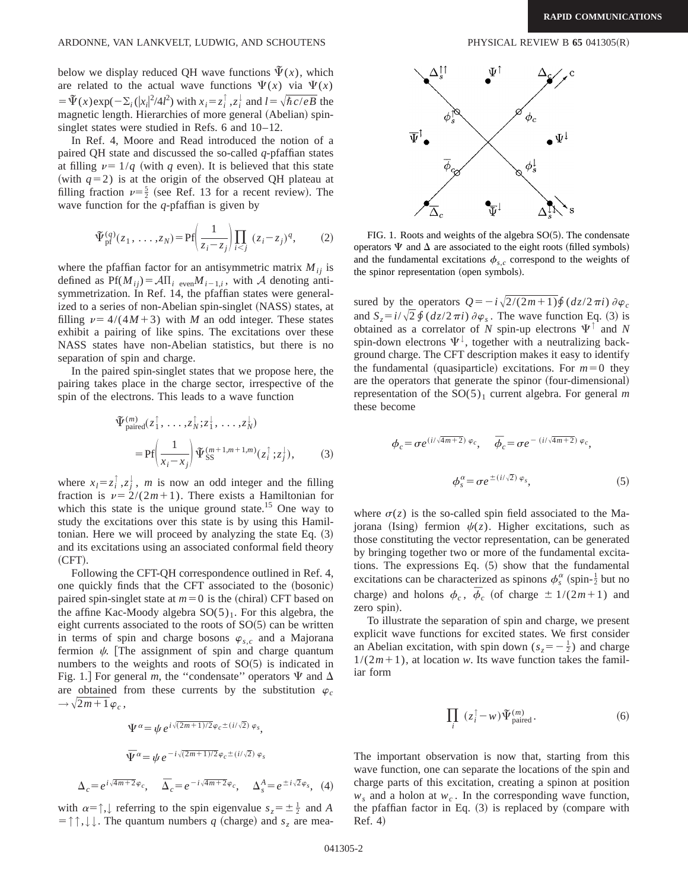below we display reduced QH wave functions $\tilde{\Psi}(x)$, which are related to the actual wave functions $\Psi(x)$ via $\Psi(x) = \tilde{\Psi}(x)\exp(-\Sigma_i(|x_i|^2/4l^2)$ with $x_i = z_i^\uparrow, z_i^\downarrow$ and $l = \sqrt{\hbar c/eB}$ the magnetic length. Hierarchies of more general (Abelian) spin-singlet states were studied in Refs. 6 and 10–12.

In Ref. 4, Moore and Read introduced the notion of a paired QH state and discussed the so-called $q$-pfaffian states at filling $\nu = 1/q$ (with $q$ even). It is believed that this state (with $q=2$) is at the origin of the observed QH plateau at filling fraction $\nu = \frac{5}{2}$ (see Ref. 13 for a recent review). The wave function for the $q$-pfaffian is given by

$$\tilde{\Psi}^{(q)}_{\rm pf}(z_1, \ldots, z_N) = \mathrm{Pf}\left(\frac{1}{z_i - z_j}\right)\prod_{i<j}(z_i - z_j)^q, \qquad (2)$$

where the pfaffian factor for an antisymmetric matrix $M_{ij}$ is defined as $\mathrm{Pf}(M_{ij}) = \mathcal{A}\Pi_{i\ \rm even} M_{i-1,i}$, with $\mathcal{A}$ denoting antisymmetrization. In Ref. 14, the pfaffian states were generalized to a series of non-Abelian spin-singlet (NASS) states, at filling $\nu = 4/(4M+3)$ with $M$ an odd integer. These states exhibit a pairing of like spins. The excitations over these NASS states have non-Abelian statistics, but there is no separation of spin and charge.

In the paired spin-singlet states that we propose here, the pairing takes place in the charge sector, irrespective of the spin of the electrons. This leads to a wave function

$$\begin{aligned}\tilde{\Psi}^{(m)}_{\rm paired}(z_1^\uparrow, \ldots, z_N^\uparrow; z_1^\downarrow, \ldots, z_N^\downarrow)\\ = \mathrm{Pf}\left(\frac{1}{x_i - x_j}\right)\tilde{\Psi}^{(m+1,m+1,m)}_{\rm SS}(z_i^\uparrow; z_j^\downarrow),\end{aligned} \qquad (3)$$

where $x_l = z_i^\uparrow, z_j^\downarrow$, $m$ is now an odd integer and the filling fraction is $\nu = 2/(2m+1)$. There exists a Hamiltonian for which this state is the unique ground state.[15] One way to study the excitations over this state is by using this Hamiltonian. Here we will proceed by analyzing the state Eq. (3) and its excitations using an associated conformal field theory (CFT).

Following the CFT-QH correspondence outlined in Ref. 4, one quickly finds that the CFT associated to the (bosonic) paired spin-singlet state at $m=0$ is the (chiral) CFT based on the affine Kac-Moody algebra $SO(5)_1$. For this algebra, the eight currents associated to the roots of SO(5) can be written in terms of spin and charge bosons $\varphi_{s,c}$ and a Majorana fermion $\psi$. [The assignment of spin and charge quantum numbers to the weights and roots of SO(5) is indicated in Fig. 1.] For general $m$, the "condensate" operators $\Psi$ and $\Delta$ are obtained from these currents by the substitution $\varphi_c \to \sqrt{2m+1}\varphi_c$,

$$\Psi^\alpha = \psi\, e^{i\sqrt{(2m+1)/2}\varphi_c \pm (i/\sqrt{2})\varphi_s},$$

$$\bar{\Psi}^\alpha = \psi\, e^{-i\sqrt{(2m+1)/2}\varphi_c \pm (i/\sqrt{2})\varphi_s}$$

$$\Delta_c = e^{i\sqrt{4m+2}\varphi_c}, \quad \bar{\Delta}_c = e^{-i\sqrt{4m+2}\varphi_c}, \quad \Delta_s^A = e^{\pm i\sqrt{2}\varphi_s}, \quad (4)$$

with $\alpha = \uparrow, \downarrow$ referring to the spin eigenvalue $s_z = \pm\frac{1}{2}$ and $A = \uparrow\uparrow, \downarrow\downarrow$. The quantum numbers $q$ (charge) and $s_z$ are measured by the operators $Q = -i\sqrt{2/(2m+1)}\oint(dz/2\pi i)\,\partial\varphi_c$ and $S_z = i/\sqrt{2}\oint(dz/2\pi i)\,\partial\varphi_s$. The wave function Eq. (3) is obtained as a correlator of $N$ spin-up electrons $\Psi^\uparrow$ and $N$ spin-down electrons $\Psi^\downarrow$, together with a neutralizing background charge. The CFT description makes it easy to identify the fundamental (quasiparticle) excitations. For $m=0$ they are the operators that generate the spinor (four-dimensional) representation of the $SO(5)_1$ current algebra. For general $m$ these become

FIG. 1. Roots and weights of the algebra SO(5). The condensate operators $\Psi$ and $\Delta$ are associated to the eight roots (filled symbols) and the fundamental excitations $\phi_{s,c}$ correspond to the weights of the spinor representation (open symbols).

$$\phi_c = \sigma e^{(i/\sqrt{4m+2})\varphi_c}, \quad \bar{\phi}_c = \sigma e^{-(i/\sqrt{4m+2})\varphi_c},$$

$$\phi_s^\alpha = \sigma e^{\pm(i/\sqrt{2})\varphi_s}, \qquad (5)$$

where $\sigma(z)$ is the so-called spin field associated to the Majorana (Ising) fermion $\psi(z)$. Higher excitations, such as those constituting the vector representation, can be generated by bringing together two or more of the fundamental excitations. The expressions Eq. (5) show that the fundamental excitations can be characterized as spinons $\phi_s^\alpha$ (spin-$\frac{1}{2}$ but no charge) and holons $\phi_c$, $\bar{\phi}_c$ (of charge $\pm 1/(2m+1)$ and zero spin).

To illustrate the separation of spin and charge, we present explicit wave functions for excited states. We first consider an Abelian excitation, with spin down ($s_z = -\frac{1}{2}$) and charge $1/(2m+1)$, at location $w$. Its wave function takes the familiar form

$$\prod_i (z_i^\uparrow - w)\tilde{\Psi}^{(m)}_{\rm paired}. \qquad (6)$$

The important observation is now that, starting from this wave function, one can separate the locations of the spin and charge parts of this excitation, creating a spinon at position $w_s$ and a holon at $w_c$. In the corresponding wave function, the pfaffian factor in Eq. (3) is replaced by (compare with Ref. 4)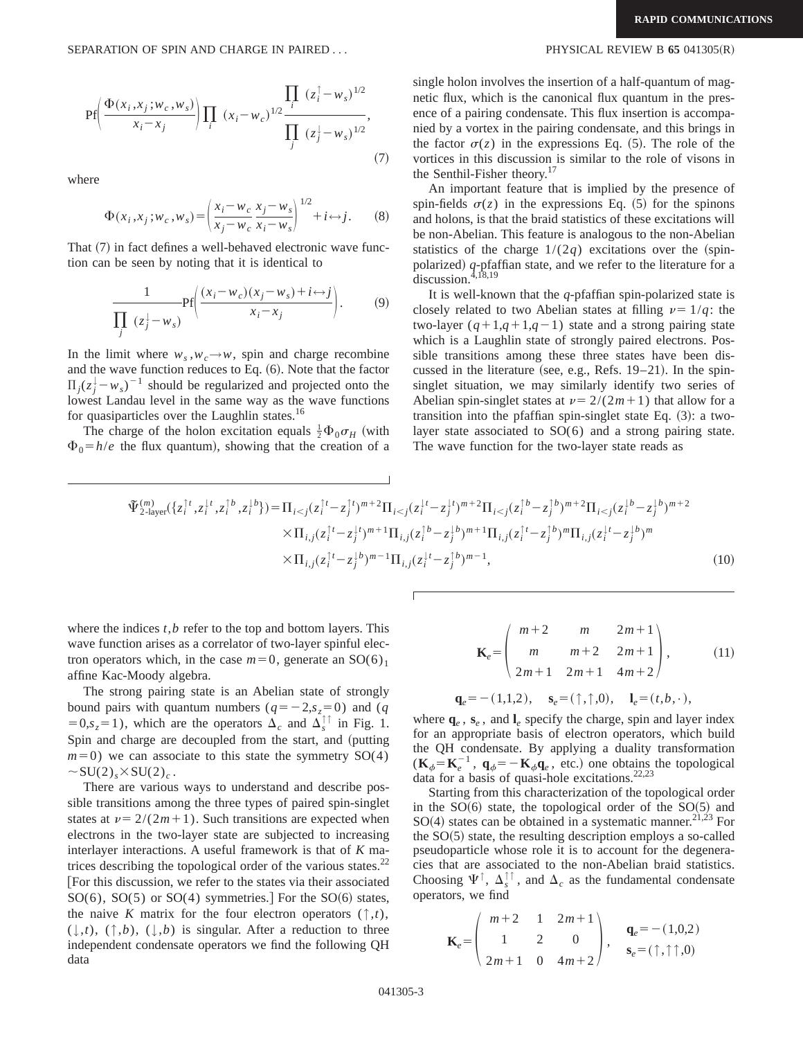$$\mathrm{Pf}\left(\frac{\Phi(x_i,x_j;w_c,w_s)}{x_i-x_j}\right)\prod_i (x_i-w_c)^{1/2}\frac{\prod_i (z_i^{\uparrow}-w_s)^{1/2}}{\prod_j (z_j^{\downarrow}-w_s)^{1/2}}, \tag{7}$$

where

$$\Phi(x_i,x_j;w_c,w_s)=\left(\frac{x_i-w_c}{x_j-w_c}\frac{x_j-w_s}{x_i-w_s}\right)^{1/2}+i\leftrightarrow j. \tag{8}$$

That (7) in fact defines a well-behaved electronic wave function can be seen by noting that it is identical to

$$\frac{1}{\prod_j (z_j^{\downarrow}-w_s)}\mathrm{Pf}\left(\frac{(x_i-w_c)(x_j-w_s)+i\leftrightarrow j}{x_i-x_j}\right). \tag{9}$$

In the limit where $w_s,w_c\to w$, spin and charge recombine and the wave function reduces to Eq. (6). Note that the factor $\Pi_j(z_j^{\downarrow}-w_s)^{-1}$ should be regularized and projected onto the lowest Landau level in the same way as the wave functions for quasiparticles over the Laughlin states.[16]

The charge of the holon excitation equals $\frac{1}{2}\Phi_0\sigma_H$ (with $\Phi_0=h/e$ the flux quantum), showing that the creation of a single holon involves the insertion of a half-quantum of magnetic flux, which is the canonical flux quantum in the presence of a pairing condensate. This flux insertion is accompanied by a vortex in the pairing condensate, and this brings in the factor $\sigma(z)$ in the expressions Eq. (5). The role of the vortices in this discussion is similar to the role of visons in the Senthil-Fisher theory.[17]

An important feature that is implied by the presence of spin-fields $\sigma(z)$ in the expressions Eq. (5) for the spinons and holons, is that the braid statistics of these excitations will be non-Abelian. This feature is analogous to the non-Abelian statistics of the charge $1/(2q)$ excitations over the (spin-polarized) $q$-pfaffian state, and we refer to the literature for a discussion.[4,18,19]

It is well-known that the $q$-pfaffian spin-polarized state is closely related to two Abelian states at filling $\nu=1/q$: the two-layer $(q+1,q+1,q-1)$ state and a strong pairing state which is a Laughlin state of strongly paired electrons. Possible transitions among these three states have been discussed in the literature (see, e.g., Refs. 19–21). In the spin-singlet situation, we may similarly identify two series of Abelian spin-singlet states at $\nu=2/(2m+1)$ that allow for a transition into the pfaffian spin-singlet state Eq. (3): a two-layer state associated to SO(6) and a strong pairing state. The wave function for the two-layer state reads as

$$\begin{aligned}\tilde{\Psi}^{(m)}_{\text{2-layer}}(\{z_i^{\uparrow t},z_i^{\downarrow t},z_i^{\uparrow b},z_i^{\downarrow b}\})=&\Pi_{i<j}(z_i^{\uparrow t}-z_j^{\uparrow t})^{m+2}\Pi_{i<j}(z_i^{\downarrow t}-z_j^{\downarrow t})^{m+2}\Pi_{i<j}(z_i^{\uparrow b}-z_j^{\uparrow b})^{m+2}\Pi_{i<j}(z_i^{\downarrow b}-z_j^{\downarrow b})^{m+2}\\&\times\Pi_{i,j}(z_i^{\uparrow t}-z_j^{\downarrow t})^{m+1}\Pi_{i,j}(z_i^{\uparrow b}-z_j^{\downarrow b})^{m+1}\Pi_{i,j}(z_i^{\uparrow t}-z_j^{\uparrow b})^{m}\Pi_{i,j}(z_i^{\downarrow t}-z_j^{\downarrow b})^{m}\\&\times\Pi_{i,j}(z_i^{\uparrow t}-z_j^{\downarrow b})^{m-1}\Pi_{i,j}(z_i^{\downarrow t}-z_j^{\uparrow b})^{m-1},\end{aligned} \tag{10}$$

where the indices $t,b$ refer to the top and bottom layers. This wave function arises as a correlator of two-layer spinful electron operators which, in the case $m=0$, generate an $\mathrm{SO}(6)_1$ affine Kac-Moody algebra.

The strong pairing state is an Abelian state of strongly bound pairs with quantum numbers $(q=-2,s_z=0)$ and $(q=0,s_z=1)$, which are the operators $\Delta_c$ and $\Delta_s^{\uparrow\uparrow}$ in Fig. 1. Spin and charge are decoupled from the start, and (putting $m=0$) we can associate to this state the symmetry SO(4) $\sim \mathrm{SU}(2)_s\times\mathrm{SU}(2)_c$.

There are various ways to understand and describe possible transitions among the three types of paired spin-singlet states at $\nu=2/(2m+1)$. Such transitions are expected when electrons in the two-layer state are subjected to increasing interlayer interactions. A useful framework is that of $K$ matrices describing the topological order of the various states.[22] [For this discussion, we refer to the states via their associated SO(6), SO(5) or SO(4) symmetries.] For the SO(6) states, the naive $K$ matrix for the four electron operators $(\uparrow,t)$, $(\downarrow,t)$, $(\uparrow,b)$, $(\downarrow,b)$ is singular. After a reduction to three independent condensate operators we find the following QH data

$$\mathbf{K}_e=\begin{pmatrix} m+2 & m & 2m+1\\ m & m+2 & 2m+1\\ 2m+1 & 2m+1 & 4m+2\end{pmatrix}, \tag{11}$$

$$\mathbf{q}_e=-(1,1,2),\quad \mathbf{s}_e=(\uparrow,\uparrow,0),\quad \mathbf{l}_e=(t,b,\cdot),$$

where $\mathbf{q}_e$, $\mathbf{s}_e$, and $\mathbf{l}_e$ specify the charge, spin and layer index for an appropriate basis of electron operators, which build the QH condensate. By applying a duality transformation ($\mathbf{K}_\phi=\mathbf{K}_e^{-1}$, $\mathbf{q}_\phi=-\mathbf{K}_\phi\mathbf{q}_e$, etc.) one obtains the topological data for a basis of quasi-hole excitations.[22,23]

Starting from this characterization of the topological order in the SO(6) state, the topological order of the SO(5) and SO(4) states can be obtained in a systematic manner.[21,23] For the SO(5) state, the resulting description employs a so-called pseudoparticle whose role it is to account for the degeneracies that are associated to the non-Abelian braid statistics. Choosing $\Psi^{\uparrow}$, $\Delta_s^{\uparrow\uparrow}$, and $\Delta_c$ as the fundamental condensate operators, we find

$$\mathbf{K}_e=\begin{pmatrix} m+2 & 1 & 2m+1\\ 1 & 2 & 0\\ 2m+1 & 0 & 4m+2\end{pmatrix},\quad \begin{matrix}\mathbf{q}_e=-(1,0,2)\\ \mathbf{s}_e=(\uparrow,\uparrow\uparrow,0)\end{matrix}$$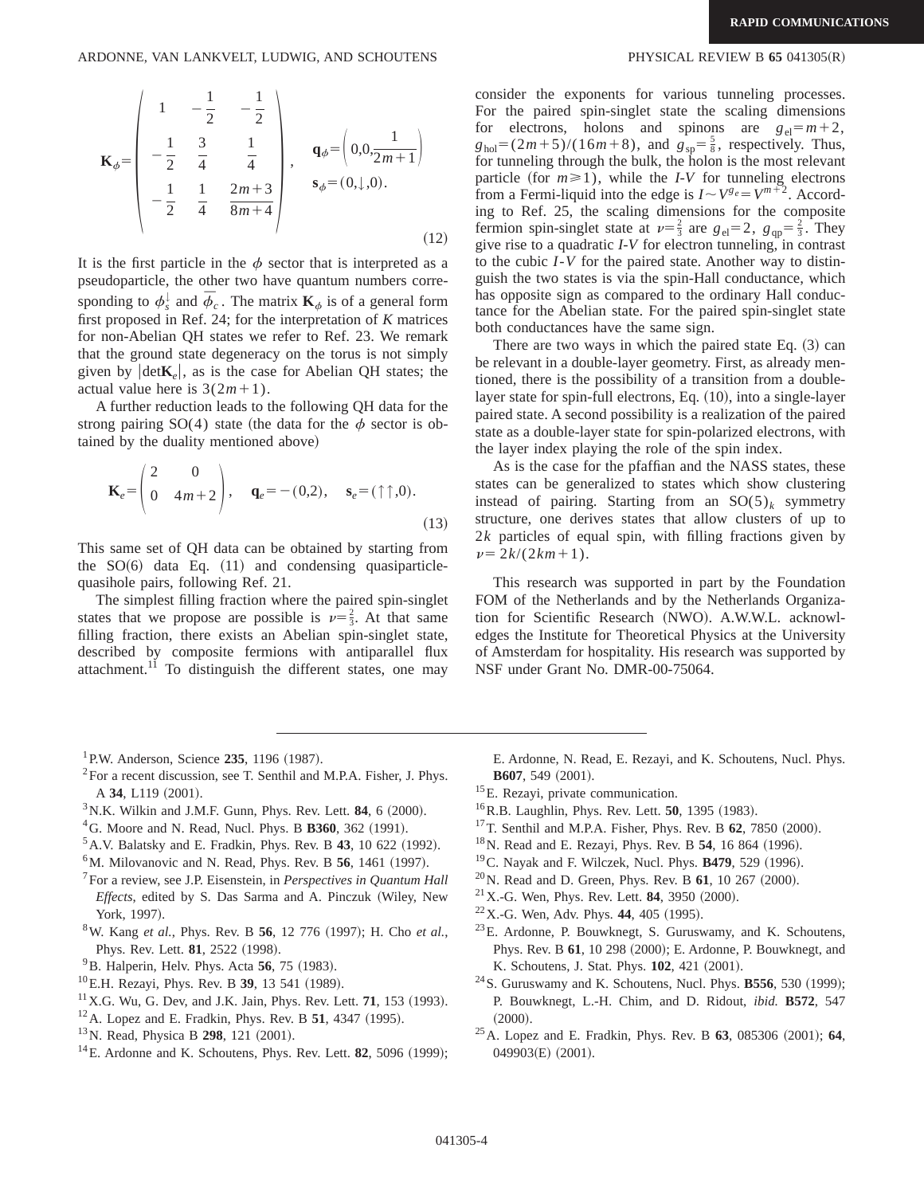$$
\mathbf{K}_\phi = \begin{pmatrix} 1 & -\frac{1}{2} & -\frac{1}{2} \\ -\frac{1}{2} & \frac{3}{4} & \frac{1}{4} \\ -\frac{1}{2} & \frac{1}{4} & \frac{2m+3}{8m+4} \end{pmatrix}, \quad \begin{array}{l} \mathbf{q}_\phi = \left(0,0,\frac{1}{2m+1}\right) \\ \mathbf{s}_\phi = (0,\downarrow,0). \end{array} \tag{12}
$$

It is the first particle in the $\phi$ sector that is interpreted as a pseudoparticle, the other two have quantum numbers corresponding to $\phi_s^\downarrow$ and $\bar{\phi}_c$. The matrix $\mathbf{K}_\phi$ is of a general form first proposed in Ref. 24; for the interpretation of $K$ matrices for non-Abelian QH states we refer to Ref. 23. We remark that the ground state degeneracy on the torus is not simply given by $|\det \mathbf{K}_e|$, as is the case for Abelian QH states; the actual value here is $3(2m+1)$.

A further reduction leads to the following QH data for the strong pairing SO(4) state (the data for the $\phi$ sector is obtained by the duality mentioned above)

$$
\mathbf{K}_e = \begin{pmatrix} 2 & 0 \\ 0 & 4m+2 \end{pmatrix}, \quad \mathbf{q}_e = -(0,2), \quad \mathbf{s}_e = (\uparrow\uparrow,0). \tag{13}
$$

This same set of QH data can be obtained by starting from the SO(6) data Eq. (11) and condensing quasiparticle-quasihole pairs, following Ref. 21.

The simplest filling fraction where the paired spin-singlet states that we propose are possible is $\nu=\frac{2}{3}$. At that same filling fraction, there exists an Abelian spin-singlet state, described by composite fermions with antiparallel flux attachment.[11] To distinguish the different states, one may consider the exponents for various tunneling processes. For the paired spin-singlet state the scaling dimensions for electrons, holons and spinons are $g_{\mathrm{el}}=m+2$, $g_{\mathrm{hol}}=(2m+5)/(16m+8)$, and $g_{\mathrm{sp}}=\frac{5}{8}$, respectively. Thus, for tunneling through the bulk, the holon is the most relevant particle (for $m\geq 1$), while the *I-V* for tunneling electrons from a Fermi-liquid into the edge is $I\sim V^{g_e}=V^{m+2}$. According to Ref. 25, the scaling dimensions for the composite fermion spin-singlet state at $\nu=\frac{2}{3}$ are $g_{\mathrm{el}}=2$, $g_{\mathrm{qp}}=\frac{2}{3}$. They give rise to a quadratic *I-V* for electron tunneling, in contrast to the cubic *I-V* for the paired state. Another way to distinguish the two states is via the spin-Hall conductance, which has opposite sign as compared to the ordinary Hall conductance for the Abelian state. For the paired spin-singlet state both conductances have the same sign.

There are two ways in which the paired state Eq. (3) can be relevant in a double-layer geometry. First, as already mentioned, there is the possibility of a transition from a double-layer state for spin-full electrons, Eq. (10), into a single-layer paired state. A second possibility is a realization of the paired state as a double-layer state for spin-polarized electrons, with the layer index playing the role of the spin index.

As is the case for the pfaffian and the NASS states, these states can be generalized to states which show clustering instead of pairing. Starting from an $\mathrm{SO}(5)_k$ symmetry structure, one derives states that allow clusters of up to $2k$ particles of equal spin, with filling fractions given by $\nu=2k/(2km+1)$.

This research was supported in part by the Foundation FOM of the Netherlands and by the Netherlands Organization for Scientific Research (NWO). A.W.W.L. acknowledges the Institute for Theoretical Physics at the University of Amsterdam for hospitality. His research was supported by NSF under Grant No. DMR-00-75064.

---

[1] P.W. Anderson, Science **235**, 1196 (1987).
[2] For a recent discussion, see T. Senthil and M.P.A. Fisher, J. Phys. A **34**, L119 (2001).
[3] N.K. Wilkin and J.M.F. Gunn, Phys. Rev. Lett. **84**, 6 (2000).
[4] G. Moore and N. Read, Nucl. Phys. B **B360**, 362 (1991).
[5] A.V. Balatsky and E. Fradkin, Phys. Rev. B **43**, 10 622 (1992).
[6] M. Milovanovic and N. Read, Phys. Rev. B **56**, 1461 (1997).
[7] For a review, see J.P. Eisenstein, in *Perspectives in Quantum Hall Effects*, edited by S. Das Sarma and A. Pinczuk (Wiley, New York, 1997).
[8] W. Kang *et al.*, Phys. Rev. B **56**, 12 776 (1997); H. Cho *et al.*, Phys. Rev. Lett. **81**, 2522 (1998).
[9] B. Halperin, Helv. Phys. Acta **56**, 75 (1983).
[10] E.H. Rezayi, Phys. Rev. B **39**, 13 541 (1989).
[11] X.G. Wu, G. Dev, and J.K. Jain, Phys. Rev. Lett. **71**, 153 (1993).
[12] A. Lopez and E. Fradkin, Phys. Rev. B **51**, 4347 (1995).
[13] N. Read, Physica B **298**, 121 (2001).
[14] E. Ardonne and K. Schoutens, Phys. Rev. Lett. **82**, 5096 (1999); E. Ardonne, N. Read, E. Rezayi, and K. Schoutens, Nucl. Phys. **B607**, 549 (2001).
[15] E. Rezayi, private communication.
[16] R.B. Laughlin, Phys. Rev. Lett. **50**, 1395 (1983).
[17] T. Senthil and M.P.A. Fisher, Phys. Rev. B **62**, 7850 (2000).
[18] N. Read and E. Rezayi, Phys. Rev. B **54**, 16 864 (1996).
[19] C. Nayak and F. Wilczek, Nucl. Phys. **B479**, 529 (1996).
[20] N. Read and D. Green, Phys. Rev. B **61**, 10 267 (2000).
[21] X.-G. Wen, Phys. Rev. Lett. **84**, 3950 (2000).
[22] X.-G. Wen, Adv. Phys. **44**, 405 (1995).
[23] E. Ardonne, P. Bouwknegt, S. Guruswamy, and K. Schoutens, Phys. Rev. B **61**, 10 298 (2000); E. Ardonne, P. Bouwknegt, and K. Schoutens, J. Stat. Phys. **102**, 421 (2001).
[24] S. Guruswamy and K. Schoutens, Nucl. Phys. **B556**, 530 (1999); P. Bouwknegt, L.-H. Chim, and D. Ridout, *ibid.* **B572**, 547 (2000).
[25] A. Lopez and E. Fradkin, Phys. Rev. B **63**, 085306 (2001); **64**, 049903(E) (2001).